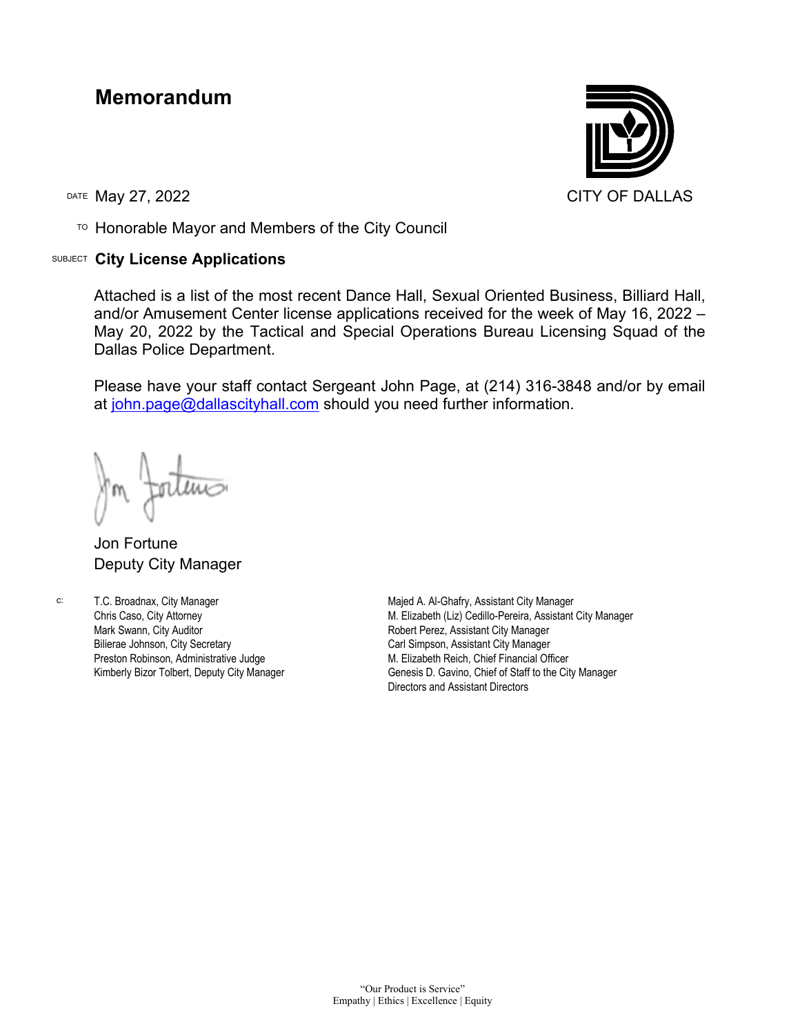# Memorandum

CITY OF DALLAS

DATE May 27, 2022

TO Honorable Mayor and Members of the City Council

SUBJECT **City License Applications**

Attached is a list of the most recent Dance Hall, Sexual Oriented Business, Billiard Hall, and/or Amusement Center license applications received for the week of May 16, 2022 – May 20, 2022 by the Tactical and Special Operations Bureau Licensing Squad of the Dallas Police Department.

Please have your staff contact Sergeant John Page, at (214) 316-3848 and/or by email at john.page@dallascityhall.com should you need further information.

Jon Fortune
Deputy City Manager

c:
T.C. Broadnax, City Manager
Chris Caso, City Attorney
Mark Swann, City Auditor
Bilierae Johnson, City Secretary
Preston Robinson, Administrative Judge
Kimberly Bizor Tolbert, Deputy City Manager
Majed A. Al-Ghafry, Assistant City Manager
M. Elizabeth (Liz) Cedillo-Pereira, Assistant City Manager
Robert Perez, Assistant City Manager
Carl Simpson, Assistant City Manager
M. Elizabeth Reich, Chief Financial Officer
Genesis D. Gavino, Chief of Staff to the City Manager
Directors and Assistant Directors

"Our Product is Service"
Empathy | Ethics | Excellence | Equity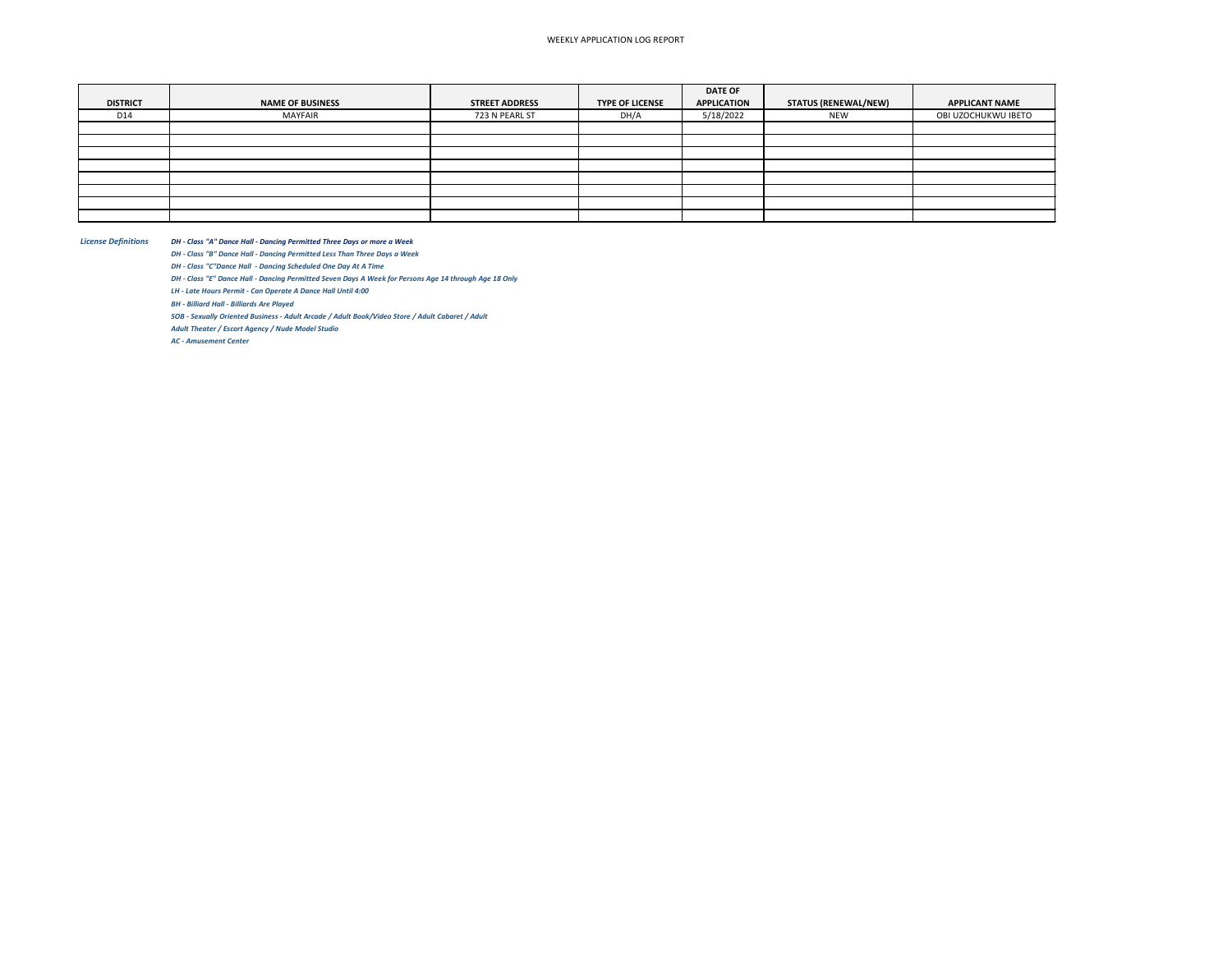WEEKLY APPLICATION LOG REPORT

| DISTRICT | NAME OF BUSINESS | STREET ADDRESS | TYPE OF LICENSE | DATE OF APPLICATION | STATUS (RENEWAL/NEW) | APPLICANT NAME |
|---|---|---|---|---|---|---|
| D14 | MAYFAIR | 723 N PEARL ST | DH/A | 5/18/2022 | NEW | OBI UZOCHUKWU IBETO |
| | | | | | | |
| | | | | | | |
| | | | | | | |
| | | | | | | |
| | | | | | | |
| | | | | | | |
| | | | | | | |
| | | | | | | |

*License Definitions*

***DH - Class "A" Dance Hall - Dancing Permitted Three Days or more a Week***

***DH - Class "B" Dance Hall - Dancing Permitted Less Than Three Days a Week***

***DH - Class "C"Dance Hall - Dancing Scheduled One Day At A Time***

***DH - Class "E" Dance Hall - Dancing Permitted Seven Days A Week for Persons Age 14 through Age 18 Only***

***LH - Late Hours Permit - Can Operate A Dance Hall Until 4:00***

***BH - Billiard Hall - Billiards Are Played***

***SOB - Sexually Oriented Business - Adult Arcade / Adult Book/Video Store / Adult Cabaret / Adult***

***Adult Theater / Escort Agency / Nude Model Studio***

***AC - Amusement Center***